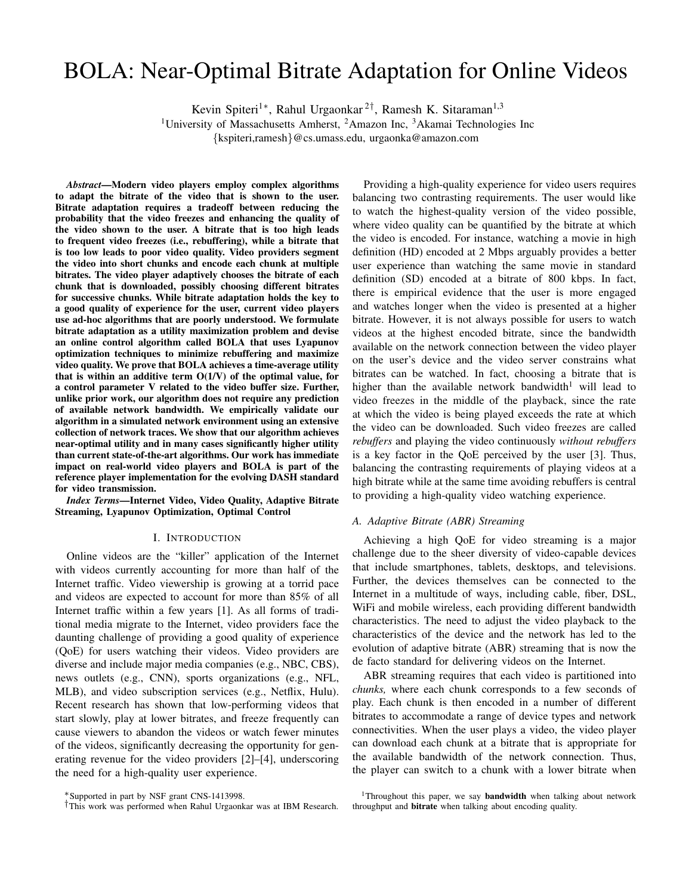# BOLA: Near-Optimal Bitrate Adaptation for Online Videos

Kevin Spiteri[1*], Rahul Urgaonkar[2†], Ramesh K. Sitaraman[1,3]

[1]University of Massachusetts Amherst, [2]Amazon Inc, [3]Akamai Technologies Inc

{kspiteri,ramesh}@cs.umass.edu, urgaonka@amazon.com

***Abstract*—Modern video players employ complex algorithms to adapt the bitrate of the video that is shown to the user. Bitrate adaptation requires a tradeoff between reducing the probability that the video freezes and enhancing the quality of the video shown to the user. A bitrate that is too high leads to frequent video freezes (i.e., rebuffering), while a bitrate that is too low leads to poor video quality. Video providers segment the video into short chunks and encode each chunk at multiple bitrates. The video player adaptively chooses the bitrate of each chunk that is downloaded, possibly choosing different bitrates for successive chunks. While bitrate adaptation holds the key to a good quality of experience for the user, current video players use ad-hoc algorithms that are poorly understood. We formulate bitrate adaptation as a utility maximization problem and devise an online control algorithm called BOLA that uses Lyapunov optimization techniques to minimize rebuffering and maximize video quality. We prove that BOLA achieves a time-average utility that is within an additive term O(1/V) of the optimal value, for a control parameter V related to the video buffer size. Further, unlike prior work, our algorithm does not require any prediction of available network bandwidth. We empirically validate our algorithm in a simulated network environment using an extensive collection of network traces. We show that our algorithm achieves near-optimal utility and in many cases significantly higher utility than current state-of-the-art algorithms. Our work has immediate impact on real-world video players and BOLA is part of the reference player implementation for the evolving DASH standard for video transmission.***

***Index Terms*—Internet Video, Video Quality, Adaptive Bitrate Streaming, Lyapunov Optimization, Optimal Control**

## I. Introduction

Online videos are the "killer" application of the Internet with videos currently accounting for more than half of the Internet traffic. Video viewership is growing at a torrid pace and videos are expected to account for more than 85% of all Internet traffic within a few years [1]. As all forms of traditional media migrate to the Internet, video providers face the daunting challenge of providing a good quality of experience (QoE) for users watching their videos. Video providers are diverse and include major media companies (e.g., NBC, CBS), news outlets (e.g., CNN), sports organizations (e.g., NFL, MLB), and video subscription services (e.g., Netflix, Hulu). Recent research has shown that low-performing videos that start slowly, play at lower bitrates, and freeze frequently can cause viewers to abandon the videos or watch fewer minutes of the videos, significantly decreasing the opportunity for generating revenue for the video providers [2]–[4], underscoring the need for a high-quality user experience.

Providing a high-quality experience for video users requires balancing two contrasting requirements. The user would like to watch the highest-quality version of the video possible, where video quality can be quantified by the bitrate at which the video is encoded. For instance, watching a movie in high definition (HD) encoded at 2 Mbps arguably provides a better user experience than watching the same movie in standard definition (SD) encoded at a bitrate of 800 kbps. In fact, there is empirical evidence that the user is more engaged and watches longer when the video is presented at a higher bitrate. However, it is not always possible for users to watch videos at the highest encoded bitrate, since the bandwidth available on the network connection between the video player on the user's device and the video server constrains what bitrates can be watched. In fact, choosing a bitrate that is higher than the available network bandwidth[1] will lead to video freezes in the middle of the playback, since the rate at which the video is being played exceeds the rate at which the video can be downloaded. Such video freezes are called *rebuffers* and playing the video continuously *without rebuffers* is a key factor in the QoE perceived by the user [3]. Thus, balancing the contrasting requirements of playing videos at a high bitrate while at the same time avoiding rebuffers is central to providing a high-quality video watching experience.

### A. Adaptive Bitrate (ABR) Streaming

Achieving a high QoE for video streaming is a major challenge due to the sheer diversity of video-capable devices that include smartphones, tablets, desktops, and televisions. Further, the devices themselves can be connected to the Internet in a multitude of ways, including cable, fiber, DSL, WiFi and mobile wireless, each providing different bandwidth characteristics. The need to adjust the video playback to the characteristics of the device and the network has led to the evolution of adaptive bitrate (ABR) streaming that is now the de facto standard for delivering videos on the Internet.

ABR streaming requires that each video is partitioned into *chunks,* where each chunk corresponds to a few seconds of play. Each chunk is then encoded in a number of different bitrates to accommodate a range of device types and network connectivities. When the user plays a video, the video player can download each chunk at a bitrate that is appropriate for the available bandwidth of the network connection. Thus, the player can switch to a chunk with a lower bitrate when

*Supported in part by NSF grant CNS-1413998.

†This work was performed when Rahul Urgaonkar was at IBM Research.

[1]Throughout this paper, we say **bandwidth** when talking about network throughput and **bitrate** when talking about encoding quality.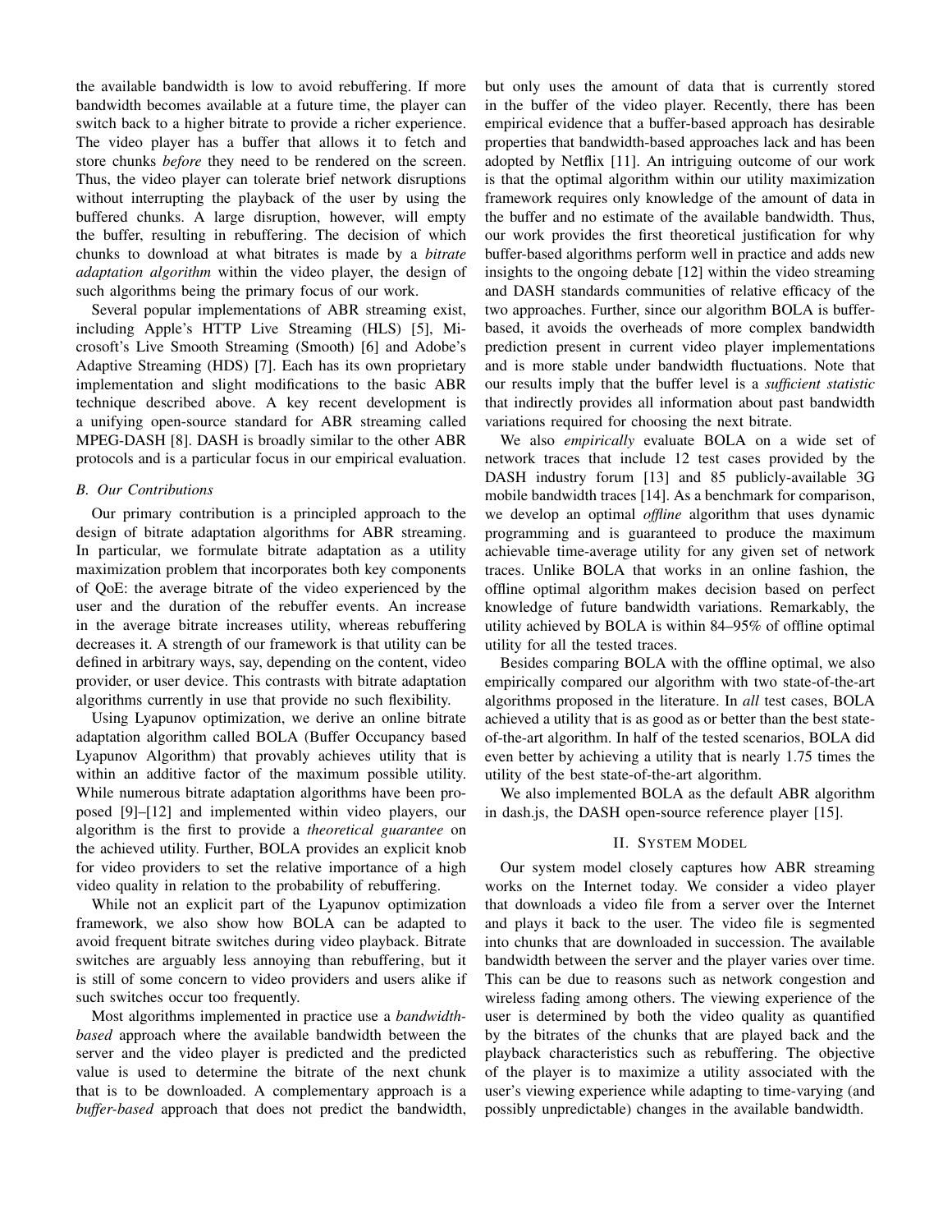the available bandwidth is low to avoid rebuffering. If more bandwidth becomes available at a future time, the player can switch back to a higher bitrate to provide a richer experience. The video player has a buffer that allows it to fetch and store chunks *before* they need to be rendered on the screen. Thus, the video player can tolerate brief network disruptions without interrupting the playback of the user by using the buffered chunks. A large disruption, however, will empty the buffer, resulting in rebuffering. The decision of which chunks to download at what bitrates is made by a *bitrate adaptation algorithm* within the video player, the design of such algorithms being the primary focus of our work.

Several popular implementations of ABR streaming exist, including Apple's HTTP Live Streaming (HLS) [5], Microsoft's Live Smooth Streaming (Smooth) [6] and Adobe's Adaptive Streaming (HDS) [7]. Each has its own proprietary implementation and slight modifications to the basic ABR technique described above. A key recent development is a unifying open-source standard for ABR streaming called MPEG-DASH [8]. DASH is broadly similar to the other ABR protocols and is a particular focus in our empirical evaluation.

### B. Our Contributions

Our primary contribution is a principled approach to the design of bitrate adaptation algorithms for ABR streaming. In particular, we formulate bitrate adaptation as a utility maximization problem that incorporates both key components of QoE: the average bitrate of the video experienced by the user and the duration of the rebuffer events. An increase in the average bitrate increases utility, whereas rebuffering decreases it. A strength of our framework is that utility can be defined in arbitrary ways, say, depending on the content, video provider, or user device. This contrasts with bitrate adaptation algorithms currently in use that provide no such flexibility.

Using Lyapunov optimization, we derive an online bitrate adaptation algorithm called BOLA (Buffer Occupancy based Lyapunov Algorithm) that provably achieves utility that is within an additive factor of the maximum possible utility. While numerous bitrate adaptation algorithms have been proposed [9]–[12] and implemented within video players, our algorithm is the first to provide a *theoretical guarantee* on the achieved utility. Further, BOLA provides an explicit knob for video providers to set the relative importance of a high video quality in relation to the probability of rebuffering.

While not an explicit part of the Lyapunov optimization framework, we also show how BOLA can be adapted to avoid frequent bitrate switches during video playback. Bitrate switches are arguably less annoying than rebuffering, but it is still of some concern to video providers and users alike if such switches occur too frequently.

Most algorithms implemented in practice use a *bandwidth-based* approach where the available bandwidth between the server and the video player is predicted and the predicted value is used to determine the bitrate of the next chunk that is to be downloaded. A complementary approach is a *buffer-based* approach that does not predict the bandwidth, but only uses the amount of data that is currently stored in the buffer of the video player. Recently, there has been empirical evidence that a buffer-based approach has desirable properties that bandwidth-based approaches lack and has been adopted by Netflix [11]. An intriguing outcome of our work is that the optimal algorithm within our utility maximization framework requires only knowledge of the amount of data in the buffer and no estimate of the available bandwidth. Thus, our work provides the first theoretical justification for why buffer-based algorithms perform well in practice and adds new insights to the ongoing debate [12] within the video streaming and DASH standards communities of relative efficacy of the two approaches. Further, since our algorithm BOLA is buffer-based, it avoids the overheads of more complex bandwidth prediction present in current video player implementations and is more stable under bandwidth fluctuations. Note that our results imply that the buffer level is a *sufficient statistic* that indirectly provides all information about past bandwidth variations required for choosing the next bitrate.

We also *empirically* evaluate BOLA on a wide set of network traces that include 12 test cases provided by the DASH industry forum [13] and 85 publicly-available 3G mobile bandwidth traces [14]. As a benchmark for comparison, we develop an optimal *offline* algorithm that uses dynamic programming and is guaranteed to produce the maximum achievable time-average utility for any given set of network traces. Unlike BOLA that works in an online fashion, the offline optimal algorithm makes decision based on perfect knowledge of future bandwidth variations. Remarkably, the utility achieved by BOLA is within 84–95% of offline optimal utility for all the tested traces.

Besides comparing BOLA with the offline optimal, we also empirically compared our algorithm with two state-of-the-art algorithms proposed in the literature. In *all* test cases, BOLA achieved a utility that is as good as or better than the best state-of-the-art algorithm. In half of the tested scenarios, BOLA did even better by achieving a utility that is nearly 1.75 times the utility of the best state-of-the-art algorithm.

We also implemented BOLA as the default ABR algorithm in dash.js, the DASH open-source reference player [15].

## II. System Model

Our system model closely captures how ABR streaming works on the Internet today. We consider a video player that downloads a video file from a server over the Internet and plays it back to the user. The video file is segmented into chunks that are downloaded in succession. The available bandwidth between the server and the player varies over time. This can be due to reasons such as network congestion and wireless fading among others. The viewing experience of the user is determined by both the video quality as quantified by the bitrates of the chunks that are played back and the playback characteristics such as rebuffering. The objective of the player is to maximize a utility associated with the user's viewing experience while adapting to time-varying (and possibly unpredictable) changes in the available bandwidth.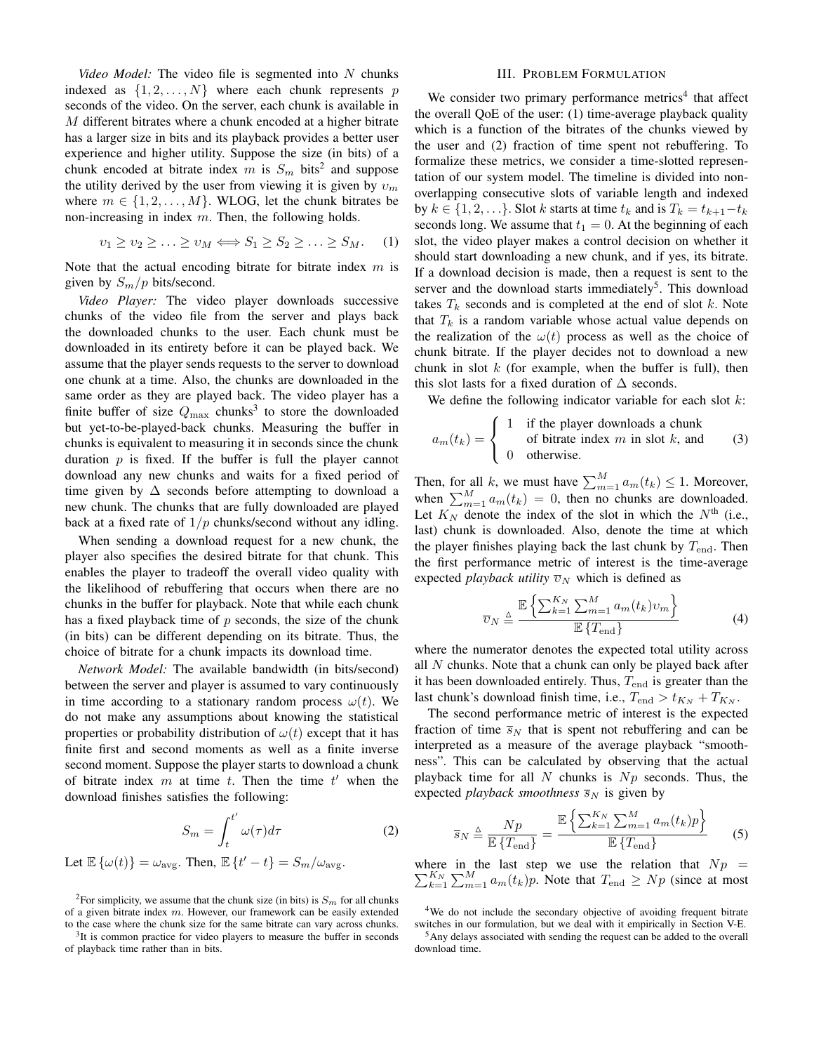*Video Model:* The video file is segmented into $N$ chunks indexed as $\{1, 2, \ldots, N\}$ where each chunk represents $p$ seconds of the video. On the server, each chunk is available in $M$ different bitrates where a chunk encoded at a higher bitrate has a larger size in bits and its playback provides a better user experience and higher utility. Suppose the size (in bits) of a chunk encoded at bitrate index $m$ is $S_m$ bits[2] and suppose the utility derived by the user from viewing it is given by $\upsilon_m$ where $m \in \{1, 2, \ldots, M\}$. WLOG, let the chunk bitrates be non-increasing in index $m$. Then, the following holds.

$$\upsilon_1 \geq \upsilon_2 \geq \ldots \geq \upsilon_M \Longleftrightarrow S_1 \geq S_2 \geq \ldots \geq S_M. \quad (1)$$

Note that the actual encoding bitrate for bitrate index $m$ is given by $S_m/p$ bits/second.

*Video Player:* The video player downloads successive chunks of the video file from the server and plays back the downloaded chunks to the user. Each chunk must be downloaded in its entirety before it can be played back. We assume that the player sends requests to the server to download one chunk at a time. Also, the chunks are downloaded in the same order as they are played back. The video player has a finite buffer of size $Q_{\max}$ chunks[3] to store the downloaded but yet-to-be-played-back chunks. Measuring the buffer in chunks is equivalent to measuring it in seconds since the chunk duration $p$ is fixed. If the buffer is full the player cannot download any new chunks and waits for a fixed period of time given by $\Delta$ seconds before attempting to download a new chunk. The chunks that are fully downloaded are played back at a fixed rate of $1/p$ chunks/second without any idling.

When sending a download request for a new chunk, the player also specifies the desired bitrate for that chunk. This enables the player to tradeoff the overall video quality with the likelihood of rebuffering that occurs when there are no chunks in the buffer for playback. Note that while each chunk has a fixed playback time of $p$ seconds, the size of the chunk (in bits) can be different depending on its bitrate. Thus, the choice of bitrate for a chunk impacts its download time.

*Network Model:* The available bandwidth (in bits/second) between the server and player is assumed to vary continuously in time according to a stationary random process $\omega(t)$. We do not make any assumptions about knowing the statistical properties or probability distribution of $\omega(t)$ except that it has finite first and second moments as well as a finite inverse second moment. Suppose the player starts to download a chunk of bitrate index $m$ at time $t$. Then the time $t'$ when the download finishes satisfies the following:

$$S_m = \int_t^{t'} \omega(\tau) d\tau \quad (2)$$

Let $\mathbb{E}\{\omega(t)\} = \omega_{\text{avg}}$. Then, $\mathbb{E}\{t' - t\} = S_m/\omega_{\text{avg}}$.

[2] For simplicity, we assume that the chunk size (in bits) is $S_m$ for all chunks of a given bitrate index $m$. However, our framework can be easily extended to the case where the chunk size for the same bitrate can vary across chunks.

[3] It is common practice for video players to measure the buffer in seconds of playback time rather than in bits.

## III. Problem Formulation

We consider two primary performance metrics[4] that affect the overall QoE of the user: (1) time-average playback quality which is a function of the bitrates of the chunks viewed by the user and (2) fraction of time spent not rebuffering. To formalize these metrics, we consider a time-slotted representation of our system model. The timeline is divided into non-overlapping consecutive slots of variable length and indexed by $k \in \{1, 2, \ldots\}$. Slot $k$ starts at time $t_k$ and is $T_k = t_{k+1} - t_k$ seconds long. We assume that $t_1 = 0$. At the beginning of each slot, the video player makes a control decision on whether it should start downloading a new chunk, and if yes, its bitrate. If a download decision is made, then a request is sent to the server and the download starts immediately[5]. This download takes $T_k$ seconds and is completed at the end of slot $k$. Note that $T_k$ is a random variable whose actual value depends on the realization of the $\omega(t)$ process as well as the choice of chunk bitrate. If the player decides not to download a new chunk in slot $k$ (for example, when the buffer is full), then this slot lasts for a fixed duration of $\Delta$ seconds.

We define the following indicator variable for each slot $k$:

$$a_m(t_k) = \begin{cases} 1 & \text{if the player downloads a chunk} \\ & \text{of bitrate index } m \text{ in slot } k, \text{ and} \\ 0 & \text{otherwise.} \end{cases} \quad (3)$$

Then, for all $k$, we must have $\sum_{m=1}^{M} a_m(t_k) \leq 1$. Moreover, when $\sum_{m=1}^{M} a_m(t_k) = 0$, then no chunks are downloaded. Let $K_N$ denote the index of the slot in which the $N^{\text{th}}$ (i.e., last) chunk is downloaded. Also, denote the time at which the player finishes playing back the last chunk by $T_{\text{end}}$. Then the first performance metric of interest is the time-average expected *playback utility* $\overline{\upsilon}_N$ which is defined as

$$\overline{\upsilon}_N \triangleq \frac{\mathbb{E}\left\{\sum_{k=1}^{K_N} \sum_{m=1}^{M} a_m(t_k)\upsilon_m\right\}}{\mathbb{E}\left\{T_{\text{end}}\right\}} \quad (4)$$

where the numerator denotes the expected total utility across all $N$ chunks. Note that a chunk can only be played back after it has been downloaded entirely. Thus, $T_{\text{end}}$ is greater than the last chunk's download finish time, i.e., $T_{\text{end}} > t_{K_N} + T_{K_N}$.

The second performance metric of interest is the expected fraction of time $\overline{s}_N$ that is spent not rebuffering and can be interpreted as a measure of the average playback "smoothness". This can be calculated by observing that the actual playback time for all $N$ chunks is $Np$ seconds. Thus, the expected *playback smoothness* $\overline{s}_N$ is given by

$$\overline{s}_N \triangleq \frac{Np}{\mathbb{E}\left\{T_{\text{end}}\right\}} = \frac{\mathbb{E}\left\{\sum_{k=1}^{K_N} \sum_{m=1}^{M} a_m(t_k)p\right\}}{\mathbb{E}\left\{T_{\text{end}}\right\}} \quad (5)$$

where in the last step we use the relation that $Np = \sum_{k=1}^{K_N} \sum_{m=1}^{M} a_m(t_k)p$. Note that $T_{\text{end}} \geq Np$ (since at most

[4] We do not include the secondary objective of avoiding frequent bitrate switches in our formulation, but we deal with it empirically in Section V-E.

[5] Any delays associated with sending the request can be added to the overall download time.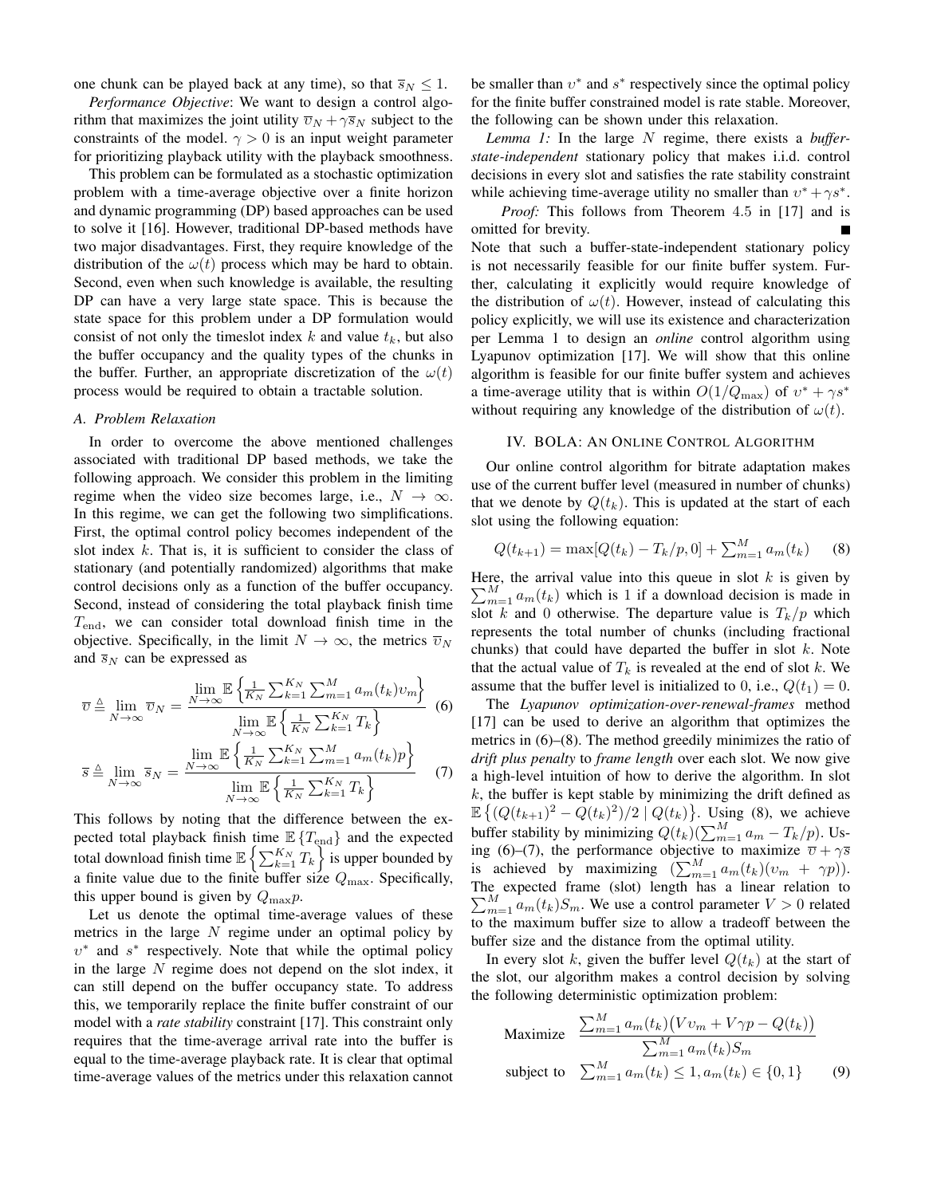one chunk can be played back at any time), so that $\overline{s}_N \leq 1$.

*Performance Objective*: We want to design a control algorithm that maximizes the joint utility $\overline{v}_N + \gamma \overline{s}_N$ subject to the constraints of the model. $\gamma > 0$ is an input weight parameter for prioritizing playback utility with the playback smoothness.

This problem can be formulated as a stochastic optimization problem with a time-average objective over a finite horizon and dynamic programming (DP) based approaches can be used to solve it [16]. However, traditional DP-based methods have two major disadvantages. First, they require knowledge of the distribution of the $\omega(t)$ process which may be hard to obtain. Second, even when such knowledge is available, the resulting DP can have a very large state space. This is because the state space for this problem under a DP formulation would consist of not only the timeslot index $k$ and value $t_k$, but also the buffer occupancy and the quality types of the chunks in the buffer. Further, an appropriate discretization of the $\omega(t)$ process would be required to obtain a tractable solution.

### A. Problem Relaxation

In order to overcome the above mentioned challenges associated with traditional DP based methods, we take the following approach. We consider this problem in the limiting regime when the video size becomes large, i.e., $N \to \infty$. In this regime, we can get the following two simplifications. First, the optimal control policy becomes independent of the slot index $k$. That is, it is sufficient to consider the class of stationary (and potentially randomized) algorithms that make control decisions only as a function of the buffer occupancy. Second, instead of considering the total playback finish time $T_{\text{end}}$, we can consider total download finish time in the objective. Specifically, in the limit $N \to \infty$, the metrics $\overline{v}_N$ and $\overline{s}_N$ can be expressed as

$$\overline{v} \triangleq \lim_{N\to\infty} \overline{v}_N = \frac{\lim_{N\to\infty} \mathbb{E}\left\{\frac{1}{K_N}\sum_{k=1}^{K_N}\sum_{m=1}^{M} a_m(t_k) v_m\right\}}{\lim_{N\to\infty} \mathbb{E}\left\{\frac{1}{K_N}\sum_{k=1}^{K_N} T_k\right\}} \quad (6)$$

$$\overline{s} \triangleq \lim_{N\to\infty} \overline{s}_N = \frac{\lim_{N\to\infty} \mathbb{E}\left\{\frac{1}{K_N}\sum_{k=1}^{K_N}\sum_{m=1}^{M} a_m(t_k) p\right\}}{\lim_{N\to\infty} \mathbb{E}\left\{\frac{1}{K_N}\sum_{k=1}^{K_N} T_k\right\}} \quad (7)$$

This follows by noting that the difference between the expected total playback finish time $\mathbb{E}\{T_{\text{end}}\}$ and the expected total download finish time $\mathbb{E}\left\{\sum_{k=1}^{K_N} T_k\right\}$ is upper bounded by a finite value due to the finite buffer size $Q_{\max}$. Specifically, this upper bound is given by $Q_{\max} p$.

Let us denote the optimal time-average values of these metrics in the large $N$ regime under an optimal policy by $v^*$ and $s^*$ respectively. Note that while the optimal policy in the large $N$ regime does not depend on the slot index, it can still depend on the buffer occupancy state. To address this, we temporarily replace the finite buffer constraint of our model with a *rate stability* constraint [17]. This constraint only requires that the time-average arrival rate into the buffer is equal to the time-average playback rate. It is clear that optimal time-average values of the metrics under this relaxation cannot be smaller than $v^*$ and $s^*$ respectively since the optimal policy for the finite buffer constrained model is rate stable. Moreover, the following can be shown under this relaxation.

*Lemma 1:* In the large $N$ regime, there exists a *buffer-state-independent* stationary policy that makes i.i.d. control decisions in every slot and satisfies the rate stability constraint while achieving time-average utility no smaller than $v^* + \gamma s^*$.

*Proof:* This follows from Theorem 4.5 in [17] and is omitted for brevity. ∎

Note that such a buffer-state-independent stationary policy is not necessarily feasible for our finite buffer system. Further, calculating it explicitly would require knowledge of the distribution of $\omega(t)$. However, instead of calculating this policy explicitly, we will use its existence and characterization per Lemma 1 to design an *online* control algorithm using Lyapunov optimization [17]. We will show that this online algorithm is feasible for our finite buffer system and achieves a time-average utility that is within $O(1/Q_{\max})$ of $v^* + \gamma s^*$ without requiring any knowledge of the distribution of $\omega(t)$.

## IV. BOLA: An Online Control Algorithm

Our online control algorithm for bitrate adaptation makes use of the current buffer level (measured in number of chunks) that we denote by $Q(t_k)$. This is updated at the start of each slot using the following equation:

$$Q(t_{k+1}) = \max[Q(t_k) - T_k/p, 0] + \textstyle\sum_{m=1}^{M} a_m(t_k) \quad (8)$$

Here, the arrival value into this queue in slot $k$ is given by $\sum_{m=1}^{M} a_m(t_k)$ which is 1 if a download decision is made in slot $k$ and 0 otherwise. The departure value is $T_k/p$ which represents the total number of chunks (including fractional chunks) that could have departed the buffer in slot $k$. Note that the actual value of $T_k$ is revealed at the end of slot $k$. We assume that the buffer level is initialized to 0, i.e., $Q(t_1) = 0$.

The *Lyapunov optimization-over-renewal-frames* method [17] can be used to derive an algorithm that optimizes the metrics in (6)–(8). The method greedily minimizes the ratio of *drift plus penalty* to *frame length* over each slot. We now give a high-level intuition of how to derive the algorithm. In slot $k$, the buffer is kept stable by minimizing the drift defined as $\mathbb{E}\left\{(Q(t_{k+1})^2 - Q(t_k)^2)/2 \mid Q(t_k)\right\}$. Using (8), we achieve buffer stability by minimizing $Q(t_k)(\sum_{m=1}^{M} a_m - T_k/p)$. Using (6)–(7), the performance objective to maximize $\overline{v} + \gamma \overline{s}$ is achieved by maximizing $(\sum_{m=1}^{M} a_m(t_k)(v_m + \gamma p))$. The expected frame (slot) length has a linear relation to $\sum_{m=1}^{M} a_m(t_k) S_m$. We use a control parameter $V > 0$ related to the maximum buffer size to allow a tradeoff between the buffer size and the distance from the optimal utility.

In every slot $k$, given the buffer level $Q(t_k)$ at the start of the slot, our algorithm makes a control decision by solving the following deterministic optimization problem:

$$\begin{aligned} \text{Maximize} \quad & \frac{\sum_{m=1}^{M} a_m(t_k)\big(V v_m + V\gamma p - Q(t_k)\big)}{\sum_{m=1}^{M} a_m(t_k) S_m} \\ \text{subject to} \quad & \textstyle\sum_{m=1}^{M} a_m(t_k) \leq 1, a_m(t_k) \in \{0, 1\} \end{aligned} \quad (9)$$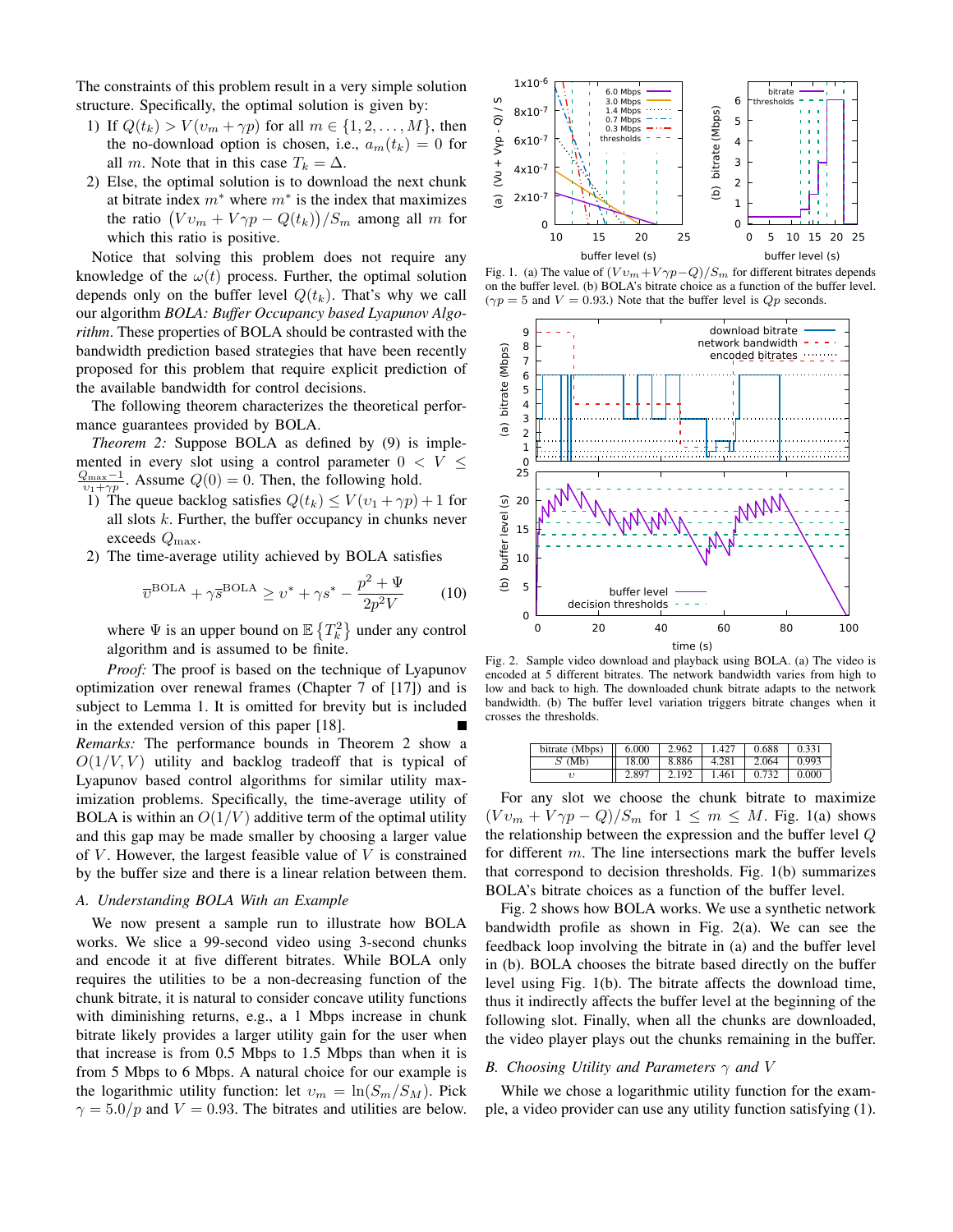The constraints of this problem result in a very simple solution structure. Specifically, the optimal solution is given by:

1) If $Q(t_k) > V(\upsilon_m + \gamma p)$ for all $m \in \{1, 2, \ldots, M\}$, then the no-download option is chosen, i.e., $a_m(t_k) = 0$ for all $m$. Note that in this case $T_k = \Delta$.
2) Else, the optimal solution is to download the next chunk at bitrate index $m^*$ where $m^*$ is the index that maximizes the ratio $\big(V\upsilon_m + V\gamma p - Q(t_k)\big)/S_m$ among all $m$ for which this ratio is positive.

Notice that solving this problem does not require any knowledge of the $\omega(t)$ process. Further, the optimal solution depends only on the buffer level $Q(t_k)$. That's why we call our algorithm *BOLA: Buffer Occupancy based Lyapunov Algorithm*. These properties of BOLA should be contrasted with the bandwidth prediction based strategies that have been recently proposed for this problem that require explicit prediction of the available bandwidth for control decisions.

The following theorem characterizes the theoretical performance guarantees provided by BOLA.

*Theorem 2:* Suppose BOLA as defined by (9) is implemented in every slot using a control parameter $0 < V \leq \frac{Q_{\max}-1}{\upsilon_1+\gamma p}$. Assume $Q(0) = 0$. Then, the following hold.

1) The queue backlog satisfies $Q(t_k) \leq V(\upsilon_1 + \gamma p) + 1$ for all slots $k$. Further, the buffer occupancy in chunks never exceeds $Q_{\max}$.
2) The time-average utility achieved by BOLA satisfies

$$\overline{\upsilon}^{\text{BOLA}} + \gamma \overline{s}^{\text{BOLA}} \geq \upsilon^* + \gamma s^* - \frac{p^2 + \Psi}{2p^2 V} \qquad (10)$$

where $\Psi$ is an upper bound on $\mathbb{E}\left\{T_k^2\right\}$ under any control algorithm and is assumed to be finite.

*Proof:* The proof is based on the technique of Lyapunov optimization over renewal frames (Chapter 7 of [17]) and is subject to Lemma 1. It is omitted for brevity but is included in the extended version of this paper [18]. ∎

*Remarks:* The performance bounds in Theorem 2 show a $O(1/V, V)$ utility and backlog tradeoff that is typical of Lyapunov based control algorithms for similar utility maximization problems. Specifically, the time-average utility of BOLA is within an $O(1/V)$ additive term of the optimal utility and this gap may be made smaller by choosing a larger value of $V$. However, the largest feasible value of $V$ is constrained by the buffer size and there is a linear relation between them.

### A. Understanding BOLA With an Example

We now present a sample run to illustrate how BOLA works. We slice a 99-second video using 3-second chunks and encode it at five different bitrates. While BOLA only requires the utilities to be a non-decreasing function of the chunk bitrate, it is natural to consider concave utility functions with diminishing returns, e.g., a 1 Mbps increase in chunk bitrate likely provides a larger utility gain for the user when that increase is from 0.5 Mbps to 1.5 Mbps than when it is from 5 Mbps to 6 Mbps. A natural choice for our example is the logarithmic utility function: let $\upsilon_m = \ln(S_m/S_M)$. Pick $\gamma = 5.0/p$ and $V = 0.93$. The bitrates and utilities are below.

Fig. 1. (a) The value of $(V\upsilon_m + V\gamma p - Q)/S_m$ for different bitrates depends on the buffer level. (b) BOLA's bitrate choice as a function of the buffer level. ($\gamma p = 5$ and $V = 0.93$.) Note that the buffer level is $Qp$ seconds.

Fig. 2. Sample video download and playback using BOLA. (a) The video is encoded at 5 different bitrates. The network bandwidth varies from high to low and back to high. The downloaded chunk bitrate adapts to the network bandwidth. (b) The buffer level variation triggers bitrate changes when it crosses the thresholds.

| bitrate (Mbps) | 6.000 | 2.962 | 1.427 | 0.688 | 0.331 |
|---|---|---|---|---|---|
| $S$ (Mb) | 18.00 | 8.886 | 4.281 | 2.064 | 0.993 |
| $\upsilon$ | 2.897 | 2.192 | 1.461 | 0.732 | 0.000 |

For any slot we choose the chunk bitrate to maximize $(V\upsilon_m + V\gamma p - Q)/S_m$ for $1 \leq m \leq M$. Fig. 1(a) shows the relationship between the expression and the buffer level $Q$ for different $m$. The line intersections mark the buffer levels that correspond to decision thresholds. Fig. 1(b) summarizes BOLA's bitrate choices as a function of the buffer level.

Fig. 2 shows how BOLA works. We use a synthetic network bandwidth profile as shown in Fig. 2(a). We can see the feedback loop involving the bitrate in (a) and the buffer level in (b). BOLA chooses the bitrate based directly on the buffer level using Fig. 1(b). The bitrate affects the download time, thus it indirectly affects the buffer level at the beginning of the following slot. Finally, when all the chunks are downloaded, the video player plays out the chunks remaining in the buffer.

### B. Choosing Utility and Parameters $\gamma$ and $V$

While we chose a logarithmic utility function for the example, a video provider can use any utility function satisfying (1).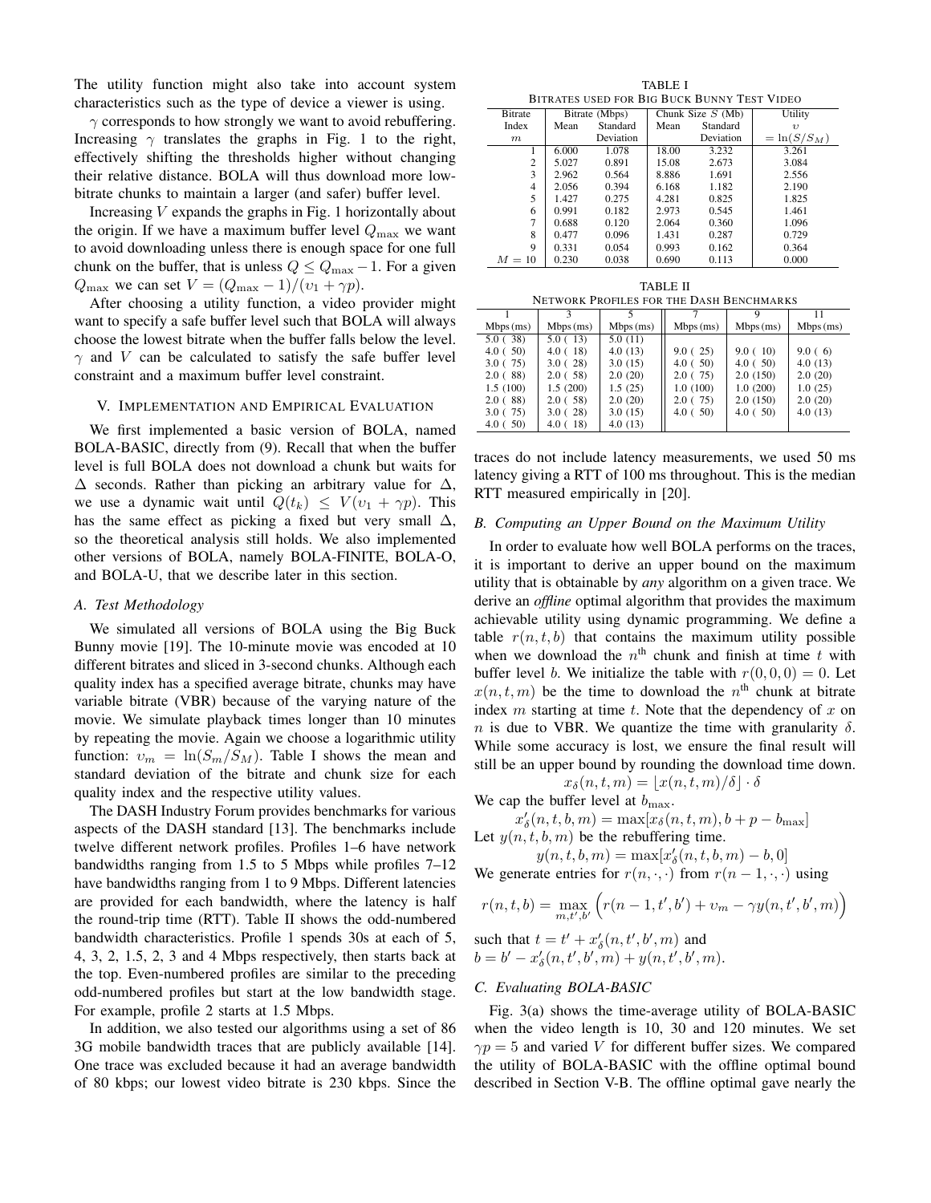The utility function might also take into account system characteristics such as the type of device a viewer is using.

$\gamma$ corresponds to how strongly we want to avoid rebuffering. Increasing $\gamma$ translates the graphs in Fig. 1 to the right, effectively shifting the thresholds higher without changing their relative distance. BOLA will thus download more low-bitrate chunks to maintain a larger (and safer) buffer level.

Increasing $V$ expands the graphs in Fig. 1 horizontally about the origin. If we have a maximum buffer level $Q_{\max}$ we want to avoid downloading unless there is enough space for one full chunk on the buffer, that is unless $Q \leq Q_{\max} - 1$. For a given $Q_{\max}$ we can set $V = (Q_{\max} - 1)/(\upsilon_1 + \gamma p)$.

After choosing a utility function, a video provider might want to specify a safe buffer level such that BOLA will always choose the lowest bitrate when the buffer falls below the level. $\gamma$ and $V$ can be calculated to satisfy the safe buffer level constraint and a maximum buffer level constraint.

## V. Implementation and Empirical Evaluation

We first implemented a basic version of BOLA, named BOLA-BASIC, directly from (9). Recall that when the buffer level is full BOLA does not download a chunk but waits for $\Delta$ seconds. Rather than picking an arbitrary value for $\Delta$, we use a dynamic wait until $Q(t_k) \leq V(\upsilon_1 + \gamma p)$. This has the same effect as picking a fixed but very small $\Delta$, so the theoretical analysis still holds. We also implemented other versions of BOLA, namely BOLA-FINITE, BOLA-O, and BOLA-U, that we describe later in this section.

### A. Test Methodology

We simulated all versions of BOLA using the Big Buck Bunny movie [19]. The 10-minute movie was encoded at 10 different bitrates and sliced in 3-second chunks. Although each quality index has a specified average bitrate, chunks may have variable bitrate (VBR) because of the varying nature of the movie. We simulate playback times longer than 10 minutes by repeating the movie. Again we choose a logarithmic utility function: $\upsilon_m = \ln(S_m/S_M)$. Table I shows the mean and standard deviation of the bitrate and chunk size for each quality index and the respective utility values.

TABLE I
Bitrates used for Big Buck Bunny Test Video

| Bitrate Index $m$ | Bitrate (Mbps) Mean | Bitrate (Mbps) Standard Deviation | Chunk Size $S$ (Mb) Mean | Chunk Size $S$ (Mb) Standard Deviation | Utility $\upsilon = \ln(S/S_M)$ |
|---|---|---|---|---|---|
| 1 | 6.000 | 1.078 | 18.00 | 3.232 | 3.261 |
| 2 | 5.027 | 0.891 | 15.08 | 2.673 | 3.084 |
| 3 | 2.962 | 0.564 | 8.886 | 1.691 | 2.556 |
| 4 | 2.056 | 0.394 | 6.168 | 1.182 | 2.190 |
| 5 | 1.427 | 0.275 | 4.281 | 0.825 | 1.825 |
| 6 | 0.991 | 0.182 | 2.973 | 0.545 | 1.461 |
| 7 | 0.688 | 0.120 | 2.064 | 0.360 | 1.096 |
| 8 | 0.477 | 0.096 | 1.431 | 0.287 | 0.729 |
| 9 | 0.331 | 0.054 | 0.993 | 0.162 | 0.364 |
| $M = 10$ | 0.230 | 0.038 | 0.690 | 0.113 | 0.000 |

TABLE II
Network Profiles for the DASH Benchmarks

| 1 | 3 | 5 | 7 | 9 | 11 |
|---|---|---|---|---|---|
| Mbps (ms) | Mbps (ms) | Mbps (ms) | Mbps (ms) | Mbps (ms) | Mbps (ms) |
| 5.0 ( 38) | 5.0 ( 13) | 5.0 (11) | | | |
| 4.0 ( 50) | 4.0 ( 18) | 4.0 (13) | 9.0 ( 25) | 9.0 ( 10) | 9.0 ( 6) |
| 3.0 ( 75) | 3.0 ( 28) | 3.0 (15) | 4.0 ( 50) | 4.0 ( 50) | 4.0 (13) |
| 2.0 ( 88) | 2.0 ( 58) | 2.0 (20) | 2.0 ( 75) | 2.0 (150) | 2.0 (20) |
| 1.5 (100) | 1.5 (200) | 1.5 (25) | 1.0 (100) | 1.0 (200) | 1.0 (25) |
| 2.0 ( 88) | 2.0 ( 58) | 2.0 (20) | 2.0 ( 75) | 2.0 (150) | 2.0 (20) |
| 3.0 ( 75) | 3.0 ( 28) | 3.0 (15) | 4.0 ( 50) | 4.0 ( 50) | 4.0 (13) |
| 4.0 ( 50) | 4.0 ( 18) | 4.0 (13) | | | |

The DASH Industry Forum provides benchmarks for various aspects of the DASH standard [13]. The benchmarks include twelve different network profiles. Profiles 1–6 have network bandwidths ranging from 1.5 to 5 Mbps while profiles 7–12 have bandwidths ranging from 1 to 9 Mbps. Different latencies are provided for each bandwidth, where the latency is half the round-trip time (RTT). Table II shows the odd-numbered bandwidth characteristics. Profile 1 spends 30s at each of 5, 4, 3, 2, 1.5, 2, 3 and 4 Mbps respectively, then starts back at the top. Even-numbered profiles are similar to the preceding odd-numbered profiles but start at the low bandwidth stage. For example, profile 2 starts at 1.5 Mbps.

In addition, we also tested our algorithms using a set of 86 3G mobile bandwidth traces that are publicly available [14]. One trace was excluded because it had an average bandwidth of 80 kbps; our lowest video bitrate is 230 kbps. Since the traces do not include latency measurements, we used 50 ms latency giving a RTT of 100 ms throughout. This is the median RTT measured empirically in [20].

### B. Computing an Upper Bound on the Maximum Utility

In order to evaluate how well BOLA performs on the traces, it is important to derive an upper bound on the maximum utility that is obtainable by *any* algorithm on a given trace. We derive an *offline* optimal algorithm that provides the maximum achievable utility using dynamic programming. We define a table $r(n, t, b)$ that contains the maximum utility possible when we download the $n^{\text{th}}$ chunk and finish at time $t$ with buffer level $b$. We initialize the table with $r(0, 0, 0) = 0$. Let $x(n, t, m)$ be the time to download the $n^{\text{th}}$ chunk at bitrate index $m$ starting at time $t$. Note that the dependency of $x$ on $n$ is due to VBR. We quantize the time with granularity $\delta$. While some accuracy is lost, we ensure the final result will still be an upper bound by rounding the download time down.

$$x_\delta(n, t, m) = \lfloor x(n, t, m)/\delta \rfloor \cdot \delta$$

We cap the buffer level at $b_{\max}$.

$$x'_\delta(n, t, b, m) = \max[x_\delta(n, t, m), b + p - b_{\max}]$$

Let $y(n, t, b, m)$ be the rebuffering time.

$$y(n, t, b, m) = \max[x'_\delta(n, t, b, m) - b, 0]$$

We generate entries for $r(n, \cdot, \cdot)$ from $r(n-1, \cdot, \cdot)$ using

$$r(n, t, b) = \max_{m, t', b'} \Big( r(n-1, t', b') + \upsilon_m - \gamma y(n, t', b', m) \Big)$$

such that $t = t' + x'_\delta(n, t', b', m)$ and $b = b' - x'_\delta(n, t', b', m) + y(n, t', b', m)$.

### C. Evaluating BOLA-BASIC

Fig. 3(a) shows the time-average utility of BOLA-BASIC when the video length is 10, 30 and 120 minutes. We set $\gamma p = 5$ and varied $V$ for different buffer sizes. We compared the utility of BOLA-BASIC with the offline optimal bound described in Section V-B. The offline optimal gave nearly the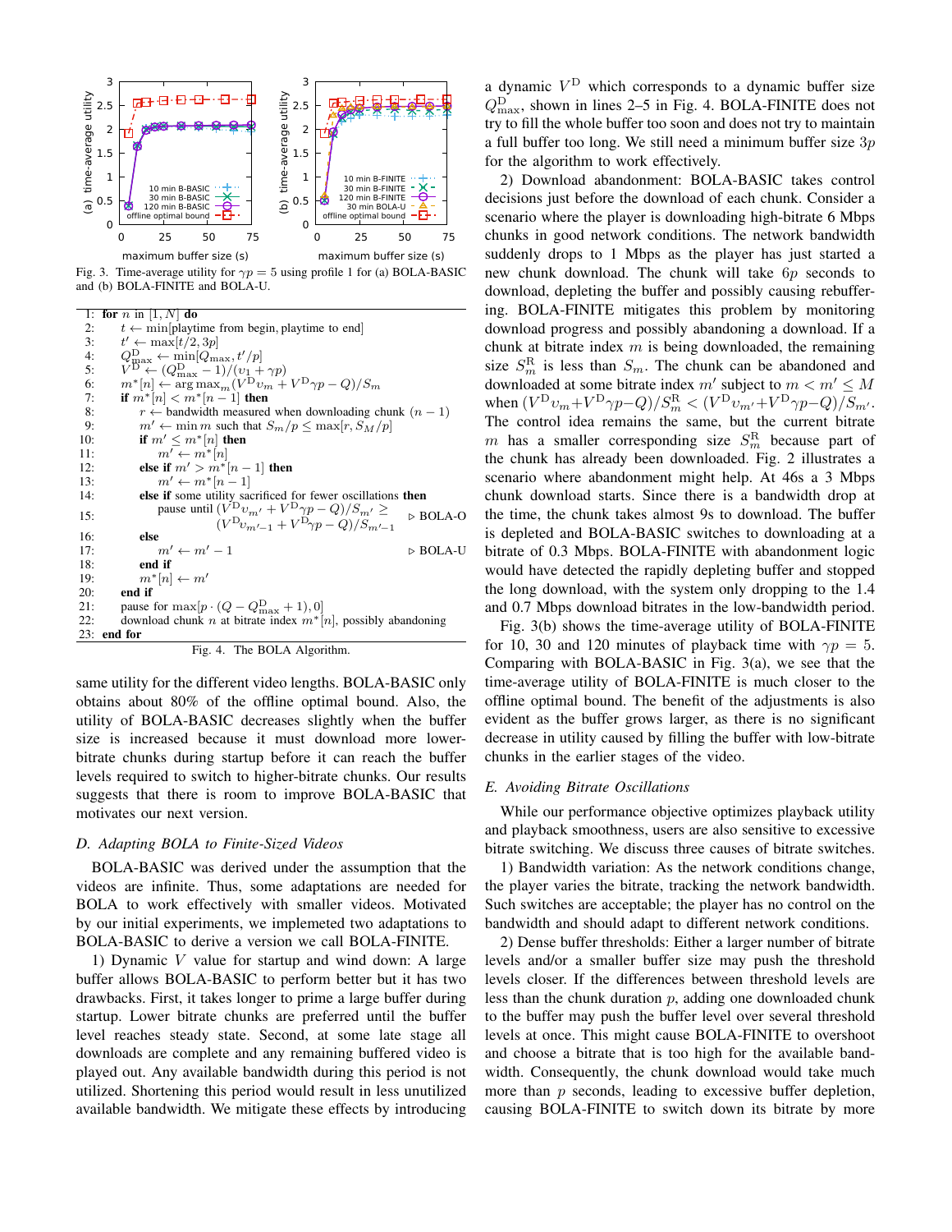Fig. 3. Time-average utility for $\gamma p = 5$ using profile 1 for (a) BOLA-BASIC and (b) BOLA-FINITE and BOLA-U.

```
1:  for n in [1, N] do
2:      t ← min[playtime from begin, playtime to end]
3:      t′ ← max[t/2, 3p]
4:      Q^D_max ← min[Q_max, t′/p]
5:      V^D ← (Q^D_max − 1)/(v_1 + γp)
6:      m*[n] ← arg max_m (V^D v_m + V^D γp − Q)/S_m
7:      if m*[n] < m*[n − 1] then
8:          r ← bandwidth measured when downloading chunk (n − 1)
9:          m′ ← min m such that S_m/p ≤ max[r, S_M/p]
10:         if m′ ≤ m*[n] then
11:             m′ ← m*[n]
12:         else if m′ > m*[n − 1] then
13:             m′ ← m*[n − 1]
14:         else if some utility sacrificed for fewer oscillations then
15:             pause until (V^D v_m′ + V^D γp − Q)/S_m′ ≥
                    (V^D v_{m′−1} + V^D γp − Q)/S_{m′−1}        ▷ BOLA-O
16:         else
17:             m′ ← m′ − 1                                      ▷ BOLA-U
18:         end if
19:         m*[n] ← m′
20:     end if
21:     pause for max[p · (Q − Q^D_max + 1), 0]
22:     download chunk n at bitrate index m*[n], possibly abandoning
23: end for
```

Fig. 4. The BOLA Algorithm.

same utility for the different video lengths. BOLA-BASIC only obtains about 80% of the offline optimal bound. Also, the utility of BOLA-BASIC decreases slightly when the buffer size is increased because it must download more lower-bitrate chunks during startup before it can reach the buffer levels required to switch to higher-bitrate chunks. Our results suggests that there is room to improve BOLA-BASIC that motivates our next version.

### *D. Adapting BOLA to Finite-Sized Videos*

BOLA-BASIC was derived under the assumption that the videos are infinite. Thus, some adaptations are needed for BOLA to work effectively with smaller videos. Motivated by our initial experiments, we implemeted two adaptations to BOLA-BASIC to derive a version we call BOLA-FINITE.

1) Dynamic $V$ value for startup and wind down: A large buffer allows BOLA-BASIC to perform better but it has two drawbacks. First, it takes longer to prime a large buffer during startup. Lower bitrate chunks are preferred until the buffer level reaches steady state. Second, at some late stage all downloads are complete and any remaining buffered video is played out. Any available bandwidth during this period is not utilized. Shortening this period would result in less unutilized available bandwidth. We mitigate these effects by introducing a dynamic $V^{\mathrm{D}}$ which corresponds to a dynamic buffer size $Q^{\mathrm{D}}_{\max}$, shown in lines 2–5 in Fig. 4. BOLA-FINITE does not try to fill the whole buffer too soon and does not try to maintain a full buffer too long. We still need a minimum buffer size $3p$ for the algorithm to work effectively.

2) Download abandonment: BOLA-BASIC takes control decisions just before the download of each chunk. Consider a scenario where the player is downloading high-bitrate 6 Mbps chunks in good network conditions. The network bandwidth suddenly drops to 1 Mbps as the player has just started a new chunk download. The chunk will take $6p$ seconds to download, depleting the buffer and possibly causing rebuffering. BOLA-FINITE mitigates this problem by monitoring download progress and possibly abandoning a download. If a chunk at bitrate index $m$ is being downloaded, the remaining size $S^{\mathrm{R}}_m$ is less than $S_m$. The chunk can be abandoned and downloaded at some bitrate index $m'$ subject to $m < m' \leq M$ when $(V^{\mathrm{D}}v_m + V^{\mathrm{D}}\gamma p - Q)/S^{\mathrm{R}}_m < (V^{\mathrm{D}}v_{m'} + V^{\mathrm{D}}\gamma p - Q)/S_{m'}$. The control idea remains the same, but the current bitrate $m$ has a smaller corresponding size $S^{\mathrm{R}}_m$ because part of the chunk has already been downloaded. Fig. 2 illustrates a scenario where abandonment might help. At 46s a 3 Mbps chunk download starts. Since there is a bandwidth drop at the time, the chunk takes almost 9s to download. The buffer is depleted and BOLA-BASIC switches to downloading at a bitrate of 0.3 Mbps. BOLA-FINITE with abandonment logic would have detected the rapidly depleting buffer and stopped the long download, with the system only dropping to the 1.4 and 0.7 Mbps download bitrates in the low-bandwidth period.

Fig. 3(b) shows the time-average utility of BOLA-FINITE for 10, 30 and 120 minutes of playback time with $\gamma p = 5$. Comparing with BOLA-BASIC in Fig. 3(a), we see that the time-average utility of BOLA-FINITE is much closer to the offline optimal bound. The benefit of the adjustments is also evident as the buffer grows larger, as there is no significant decrease in utility caused by filling the buffer with low-bitrate chunks in the earlier stages of the video.

### *E. Avoiding Bitrate Oscillations*

While our performance objective optimizes playback utility and playback smoothness, users are also sensitive to excessive bitrate switching. We discuss three causes of bitrate switches.

1) Bandwidth variation: As the network conditions change, the player varies the bitrate, tracking the network bandwidth. Such switches are acceptable; the player has no control on the bandwidth and should adapt to different network conditions.

2) Dense buffer thresholds: Either a larger number of bitrate levels and/or a smaller buffer size may push the threshold levels closer. If the differences between threshold levels are less than the chunk duration $p$, adding one downloaded chunk to the buffer may push the buffer level over several threshold levels at once. This might cause BOLA-FINITE to overshoot and choose a bitrate that is too high for the available bandwidth. Consequently, the chunk download would take much more than $p$ seconds, leading to excessive buffer depletion, causing BOLA-FINITE to switch down its bitrate by more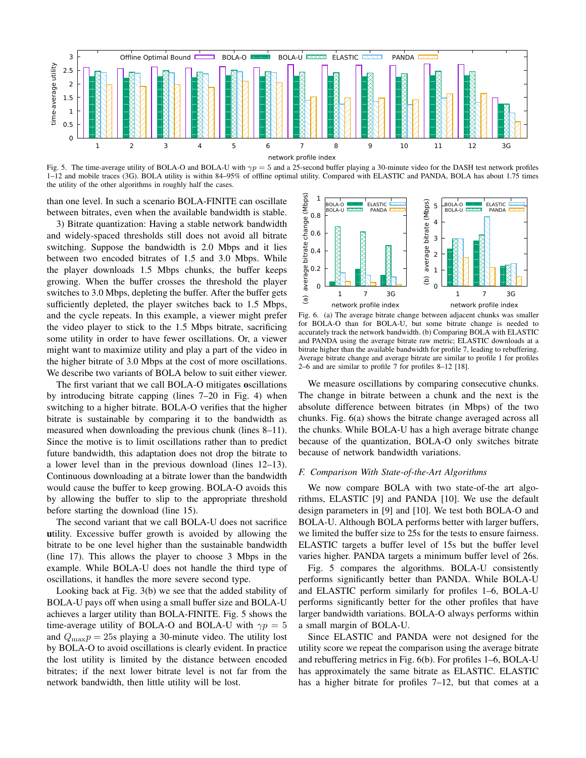Fig. 5. The time-average utility of BOLA-O and BOLA-U with $\gamma p = 5$ and a 25-second buffer playing a 30-minute video for the DASH test network profiles 1–12 and mobile traces (3G). BOLA utility is within 84–95% of offline optimal utility. Compared with ELASTIC and PANDA, BOLA has about 1.75 times the utility of the other algorithms in roughly half the cases.

than one level. In such a scenario BOLA-FINITE can oscillate between bitrates, even when the available bandwidth is stable.

3) Bitrate quantization: Having a stable network bandwidth and widely-spaced thresholds still does not avoid all bitrate switching. Suppose the bandwidth is 2.0 Mbps and it lies between two encoded bitrates of 1.5 and 3.0 Mbps. While the player downloads 1.5 Mbps chunks, the buffer keeps growing. When the buffer crosses the threshold the player switches to 3.0 Mbps, depleting the buffer. After the buffer gets sufficiently depleted, the player switches back to 1.5 Mbps, and the cycle repeats. In this example, a viewer might prefer the video player to stick to the 1.5 Mbps bitrate, sacrificing some utility in order to have fewer oscillations. Or, a viewer might want to maximize utility and play a part of the video in the higher bitrate of 3.0 Mbps at the cost of more oscillations. We describe two variants of BOLA below to suit either viewer.

The first variant that we call BOLA-O mitigates **o**scillations by introducing bitrate capping (lines 7–20 in Fig. 4) when switching to a higher bitrate. BOLA-O verifies that the higher bitrate is sustainable by comparing it to the bandwidth as measured when downloading the previous chunk (lines 8–11). Since the motive is to limit oscillations rather than to predict future bandwidth, this adaptation does not drop the bitrate to a lower level than in the previous download (lines 12–13). Continuous downloading at a bitrate lower than the bandwidth would cause the buffer to keep growing. BOLA-O avoids this by allowing the buffer to slip to the appropriate threshold before starting the download (line 15).

The second variant that we call BOLA-U does not sacrifice **u**tility. Excessive buffer growth is avoided by allowing the bitrate to be one level higher than the sustainable bandwidth (line 17). This allows the player to choose 3 Mbps in the example. While BOLA-U does not handle the third type of oscillations, it handles the more severe second type.

Looking back at Fig. 3(b) we see that the added stability of BOLA-U pays off when using a small buffer size and BOLA-U achieves a larger utility than BOLA-FINITE. Fig. 5 shows the time-average utility of BOLA-O and BOLA-U with $\gamma p = 5$ and $Q_{\max} p = 25$s playing a 30-minute video. The utility lost by BOLA-O to avoid oscillations is clearly evident. In practice the lost utility is limited by the distance between encoded bitrates; if the next lower bitrate level is not far from the network bandwidth, then little utility will be lost.

Fig. 6. (a) The average bitrate change between adjacent chunks was smaller for BOLA-O than for BOLA-U, but some bitrate change is needed to accurately track the network bandwidth. (b) Comparing BOLA with ELASTIC and PANDA using the average bitrate raw metric; ELASTIC downloads at a bitrate higher than the available bandwidth for profile 7, leading to rebuffering. Average bitrate change and average bitrate are similar to profile 1 for profiles 2–6 and are similar to profile 7 for profiles 8–12 [18].

We measure oscillations by comparing consecutive chunks. The change in bitrate between a chunk and the next is the absolute difference between bitrates (in Mbps) of the two chunks. Fig. 6(a) shows the bitrate change averaged across all the chunks. While BOLA-U has a high average bitrate change because of the quantization, BOLA-O only switches bitrate because of network bandwidth variations.

### *F. Comparison With State-of-the-Art Algorithms*

We now compare BOLA with two state-of-the art algorithms, ELASTIC [9] and PANDA [10]. We use the default design parameters in [9] and [10]. We test both BOLA-O and BOLA-U. Although BOLA performs better with larger buffers, we limited the buffer size to 25s for the tests to ensure fairness. ELASTIC targets a buffer level of 15s but the buffer level varies higher. PANDA targets a minimum buffer level of 26s.

Fig. 5 compares the algorithms. BOLA-U consistently performs significantly better than PANDA. While BOLA-U and ELASTIC perform similarly for profiles 1–6, BOLA-U performs significantly better for the other profiles that have larger bandwidth variations. BOLA-O always performs within a small margin of BOLA-U.

Since ELASTIC and PANDA were not designed for the utility score we repeat the comparison using the average bitrate and rebuffering metrics in Fig. 6(b). For profiles 1–6, BOLA-U has approximately the same bitrate as ELASTIC. ELASTIC has a higher bitrate for profiles 7–12, but that comes at a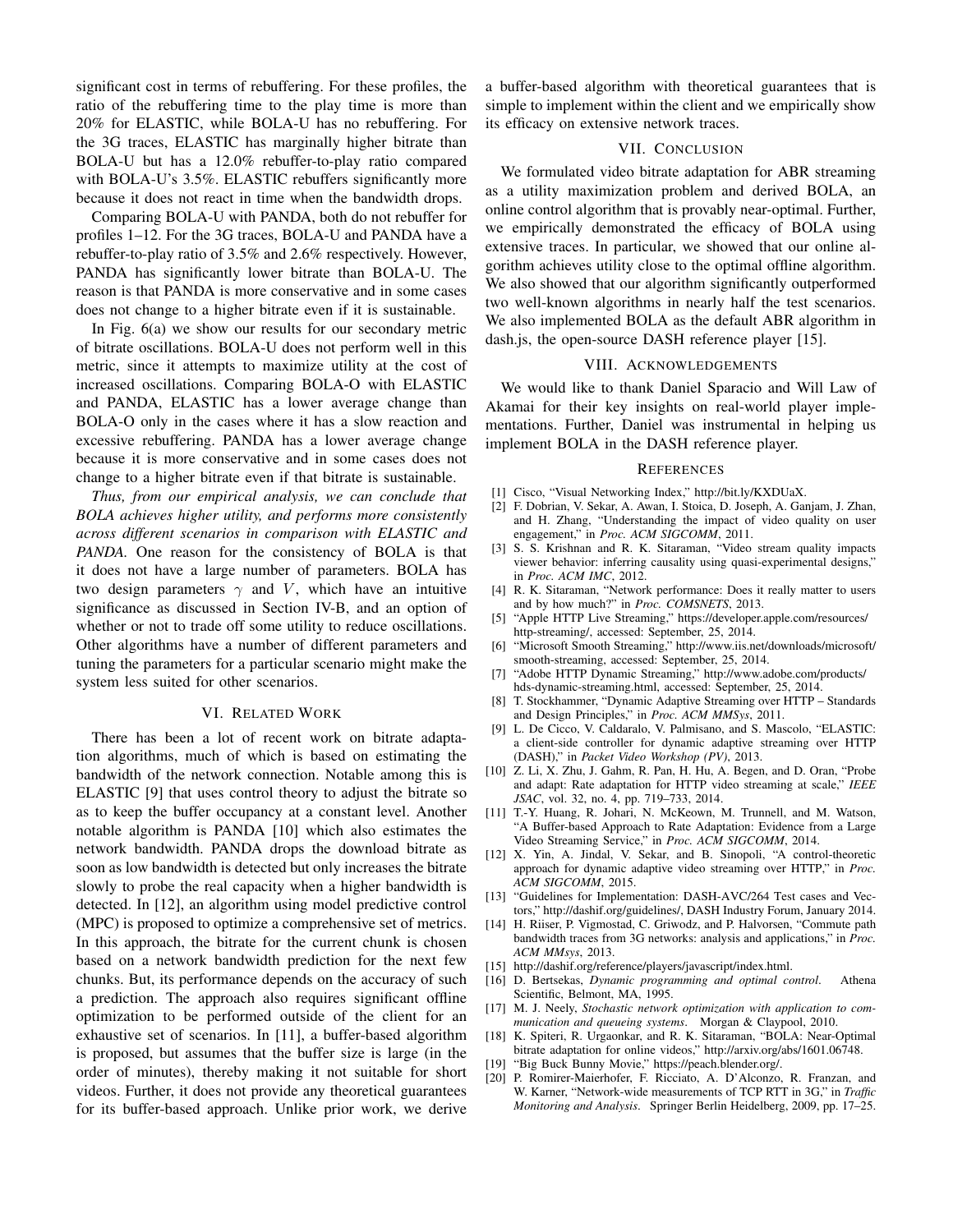significant cost in terms of rebuffering. For these profiles, the ratio of the rebuffering time to the play time is more than 20% for ELASTIC, while BOLA-U has no rebuffering. For the 3G traces, ELASTIC has marginally higher bitrate than BOLA-U but has a 12.0% rebuffer-to-play ratio compared with BOLA-U's 3.5%. ELASTIC rebuffers significantly more because it does not react in time when the bandwidth drops.

Comparing BOLA-U with PANDA, both do not rebuffer for profiles 1–12. For the 3G traces, BOLA-U and PANDA have a rebuffer-to-play ratio of 3.5% and 2.6% respectively. However, PANDA has significantly lower bitrate than BOLA-U. The reason is that PANDA is more conservative and in some cases does not change to a higher bitrate even if it is sustainable.

In Fig. 6(a) we show our results for our secondary metric of bitrate oscillations. BOLA-U does not perform well in this metric, since it attempts to maximize utility at the cost of increased oscillations. Comparing BOLA-O with ELASTIC and PANDA, ELASTIC has a lower average change than BOLA-O only in the cases where it has a slow reaction and excessive rebuffering. PANDA has a lower average change because it is more conservative and in some cases does not change to a higher bitrate even if that bitrate is sustainable.

*Thus, from our empirical analysis, we can conclude that BOLA achieves higher utility, and performs more consistently across different scenarios in comparison with ELASTIC and PANDA.* One reason for the consistency of BOLA is that it does not have a large number of parameters. BOLA has two design parameters $\gamma$ and $V$, which have an intuitive significance as discussed in Section IV-B, and an option of whether or not to trade off some utility to reduce oscillations. Other algorithms have a number of different parameters and tuning the parameters for a particular scenario might make the system less suited for other scenarios.

## VI. Related Work

There has been a lot of recent work on bitrate adaptation algorithms, much of which is based on estimating the bandwidth of the network connection. Notable among this is ELASTIC [9] that uses control theory to adjust the bitrate so as to keep the buffer occupancy at a constant level. Another notable algorithm is PANDA [10] which also estimates the network bandwidth. PANDA drops the download bitrate as soon as low bandwidth is detected but only increases the bitrate slowly to probe the real capacity when a higher bandwidth is detected. In [12], an algorithm using model predictive control (MPC) is proposed to optimize a comprehensive set of metrics. In this approach, the bitrate for the current chunk is chosen based on a network bandwidth prediction for the next few chunks. But, its performance depends on the accuracy of such a prediction. The approach also requires significant offline optimization to be performed outside of the client for an exhaustive set of scenarios. In [11], a buffer-based algorithm is proposed, but assumes that the buffer size is large (in the order of minutes), thereby making it not suitable for short videos. Further, it does not provide any theoretical guarantees for its buffer-based approach. Unlike prior work, we derive a buffer-based algorithm with theoretical guarantees that is simple to implement within the client and we empirically show its efficacy on extensive network traces.

## VII. Conclusion

We formulated video bitrate adaptation for ABR streaming as a utility maximization problem and derived BOLA, an online control algorithm that is provably near-optimal. Further, we empirically demonstrated the efficacy of BOLA using extensive traces. In particular, we showed that our online algorithm achieves utility close to the optimal offline algorithm. We also showed that our algorithm significantly outperformed two well-known algorithms in nearly half the test scenarios. We also implemented BOLA as the default ABR algorithm in dash.js, the open-source DASH reference player [15].

## VIII. Acknowledgements

We would like to thank Daniel Sparacio and Will Law of Akamai for their key insights on real-world player implementations. Further, Daniel was instrumental in helping us implement BOLA in the DASH reference player.

## References

[1] Cisco, "Visual Networking Index," http://bit.ly/KXDUaX.

[2] F. Dobrian, V. Sekar, A. Awan, I. Stoica, D. Joseph, A. Ganjam, J. Zhan, and H. Zhang, "Understanding the impact of video quality on user engagement," in *Proc. ACM SIGCOMM*, 2011.

[3] S. S. Krishnan and R. K. Sitaraman, "Video stream quality impacts viewer behavior: inferring causality using quasi-experimental designs," in *Proc. ACM IMC*, 2012.

[4] R. K. Sitaraman, "Network performance: Does it really matter to users and by how much?" in *Proc. COMSNETS*, 2013.

[5] "Apple HTTP Live Streaming," https://developer.apple.com/resources/http-streaming/, accessed: September, 25, 2014.

[6] "Microsoft Smooth Streaming," http://www.iis.net/downloads/microsoft/smooth-streaming, accessed: September, 25, 2014.

[7] "Adobe HTTP Dynamic Streaming," http://www.adobe.com/products/hds-dynamic-streaming.html, accessed: September, 25, 2014.

[8] T. Stockhammer, "Dynamic Adaptive Streaming over HTTP – Standards and Design Principles," in *Proc. ACM MMSys*, 2011.

[9] L. De Cicco, V. Caldaralo, V. Palmisano, and S. Mascolo, "ELASTIC: a client-side controller for dynamic adaptive streaming over HTTP (DASH)," in *Packet Video Workshop (PV)*, 2013.

[10] Z. Li, X. Zhu, J. Gahm, R. Pan, H. Hu, A. Begen, and D. Oran, "Probe and adapt: Rate adaptation for HTTP video streaming at scale," *IEEE JSAC*, vol. 32, no. 4, pp. 719–733, 2014.

[11] T.-Y. Huang, R. Johari, N. McKeown, M. Trunnell, and M. Watson, "A Buffer-based Approach to Rate Adaptation: Evidence from a Large Video Streaming Service," in *Proc. ACM SIGCOMM*, 2014.

[12] X. Yin, A. Jindal, V. Sekar, and B. Sinopoli, "A control-theoretic approach for dynamic adaptive video streaming over HTTP," in *Proc. ACM SIGCOMM*, 2015.

[13] "Guidelines for Implementation: DASH-AVC/264 Test cases and Vectors," http://dashif.org/guidelines/, DASH Industry Forum, January 2014.

[14] H. Riiser, P. Vigmostad, C. Griwodz, and P. Halvorsen, "Commute path bandwidth traces from 3G networks: analysis and applications," in *Proc. ACM MMsys*, 2013.

[15] http://dashif.org/reference/players/javascript/index.html.

[16] D. Bertsekas, *Dynamic programming and optimal control*. Athena Scientific, Belmont, MA, 1995.

[17] M. J. Neely, *Stochastic network optimization with application to communication and queueing systems*. Morgan & Claypool, 2010.

[18] K. Spiteri, R. Urgaonkar, and R. K. Sitaraman, "BOLA: Near-Optimal bitrate adaptation for online videos," http://arxiv.org/abs/1601.06748.

[19] "Big Buck Bunny Movie," https://peach.blender.org/.

[20] P. Romirer-Maierhofer, F. Ricciato, A. D'Alconzo, R. Franzan, and W. Karner, "Network-wide measurements of TCP RTT in 3G," in *Traffic Monitoring and Analysis*. Springer Berlin Heidelberg, 2009, pp. 17–25.